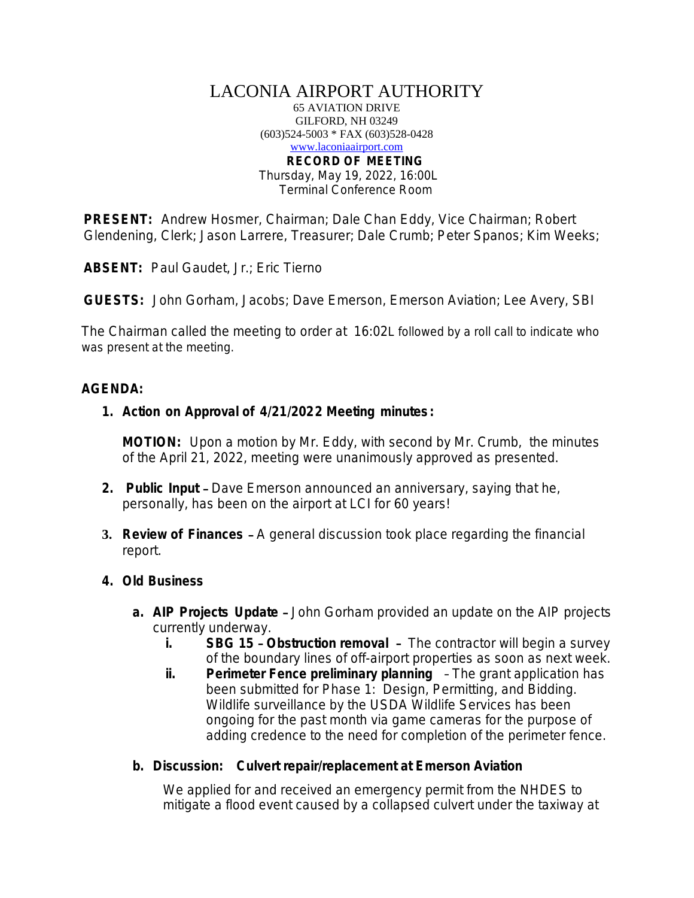# LACONIA AIRPORT AUTHORITY

65 AVIATION DRIVE
GILFORD, NH 03249
(603)524-5003 * FAX (603)528-0428
www.laconiaairport.com

**RECORD OF MEETING**
Thursday, May 19, 2022, 16:00L
Terminal Conference Room

**PRESENT:** Andrew Hosmer, Chairman; Dale Chan Eddy, Vice Chairman; Robert Glendening, Clerk; Jason Larrere, Treasurer; Dale Crumb; Peter Spanos; Kim Weeks;

**ABSENT:** Paul Gaudet, Jr.; Eric Tierno

**GUESTS:** John Gorham, Jacobs; Dave Emerson, Emerson Aviation; Lee Avery, SBI

The Chairman called the meeting to order at 16:02L followed by a roll call to indicate who was present at the meeting.

**AGENDA:**

1. **Action on Approval of 4/21/2022 Meeting minutes:**

   **MOTION:** Upon a motion by Mr. Eddy, with second by Mr. Crumb, the minutes of the April 21, 2022, meeting were unanimously approved as presented.

2. **Public Input** – Dave Emerson announced an anniversary, saying that he, personally, has been on the airport at LCI for 60 years!

3. **Review of Finances** – A general discussion took place regarding the financial report.

4. **Old Business**

   a. **AIP Projects Update** – John Gorham provided an update on the AIP projects currently underway.

      i. **SBG 15 – Obstruction removal** – The contractor will begin a survey of the boundary lines of off-airport properties as soon as next week.

      ii. **Perimeter Fence preliminary planning** – The grant application has been submitted for Phase 1: Design, Permitting, and Bidding. Wildlife surveillance by the USDA Wildlife Services has been ongoing for the past month via game cameras for the purpose of adding credence to the need for completion of the perimeter fence.

   b. **Discussion: Culvert repair/replacement at Emerson Aviation**

      We applied for and received an emergency permit from the NHDES to mitigate a flood event caused by a collapsed culvert under the taxiway at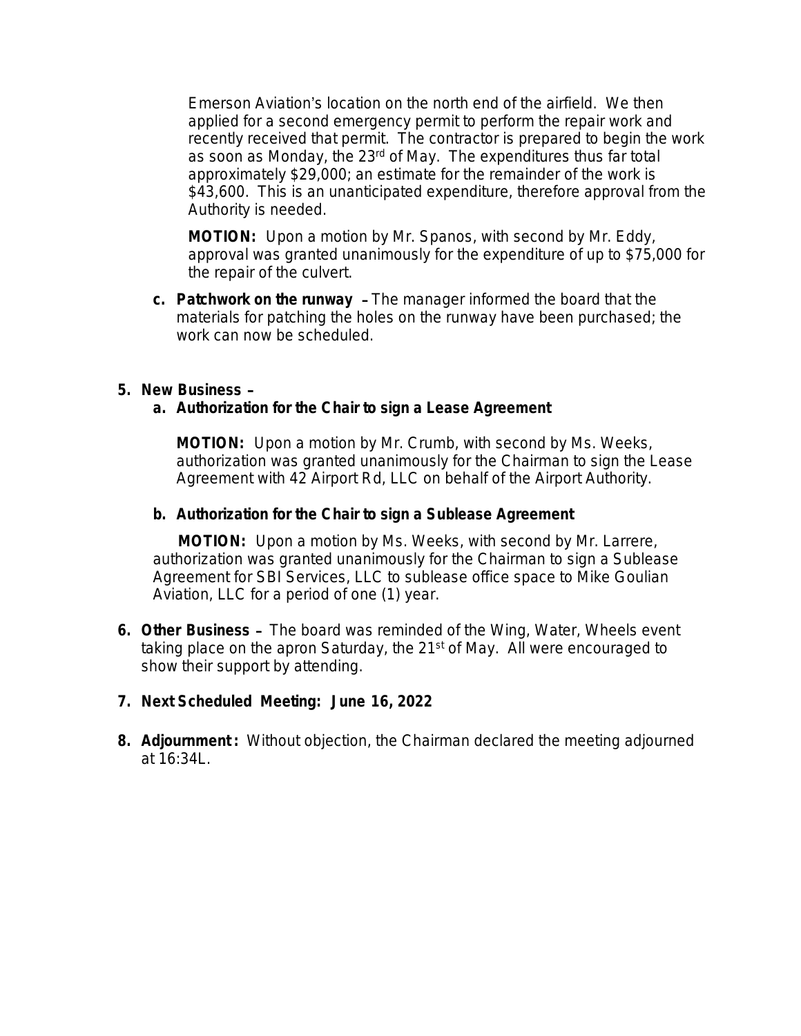Emerson Aviation's location on the north end of the airfield. We then applied for a second emergency permit to perform the repair work and recently received that permit. The contractor is prepared to begin the work as soon as Monday, the 23rd of May. The expenditures thus far total approximately $29,000; an estimate for the remainder of the work is $43,600. This is an unanticipated expenditure, therefore approval from the Authority is needed.

**MOTION:** Upon a motion by Mr. Spanos, with second by Mr. Eddy, approval was granted unanimously for the expenditure of up to $75,000 for the repair of the culvert.

c. **Patchwork on the runway** – The manager informed the board that the materials for patching the holes on the runway have been purchased; the work can now be scheduled.

5. **New Business** –

   a. **Authorization for the Chair to sign a Lease Agreement**

   **MOTION:** Upon a motion by Mr. Crumb, with second by Ms. Weeks, authorization was granted unanimously for the Chairman to sign the Lease Agreement with 42 Airport Rd, LLC on behalf of the Airport Authority.

   b. **Authorization for the Chair to sign a Sublease Agreement**

   **MOTION:** Upon a motion by Ms. Weeks, with second by Mr. Larrere, authorization was granted unanimously for the Chairman to sign a Sublease Agreement for SBI Services, LLC to sublease office space to Mike Goulian Aviation, LLC for a period of one (1) year.

6. **Other Business** – The board was reminded of the Wing, Water, Wheels event taking place on the apron Saturday, the 21st of May. All were encouraged to show their support by attending.

7. **Next Scheduled Meeting: June 16, 2022**

8. **Adjournment:** Without objection, the Chairman declared the meeting adjourned at 16:34L.